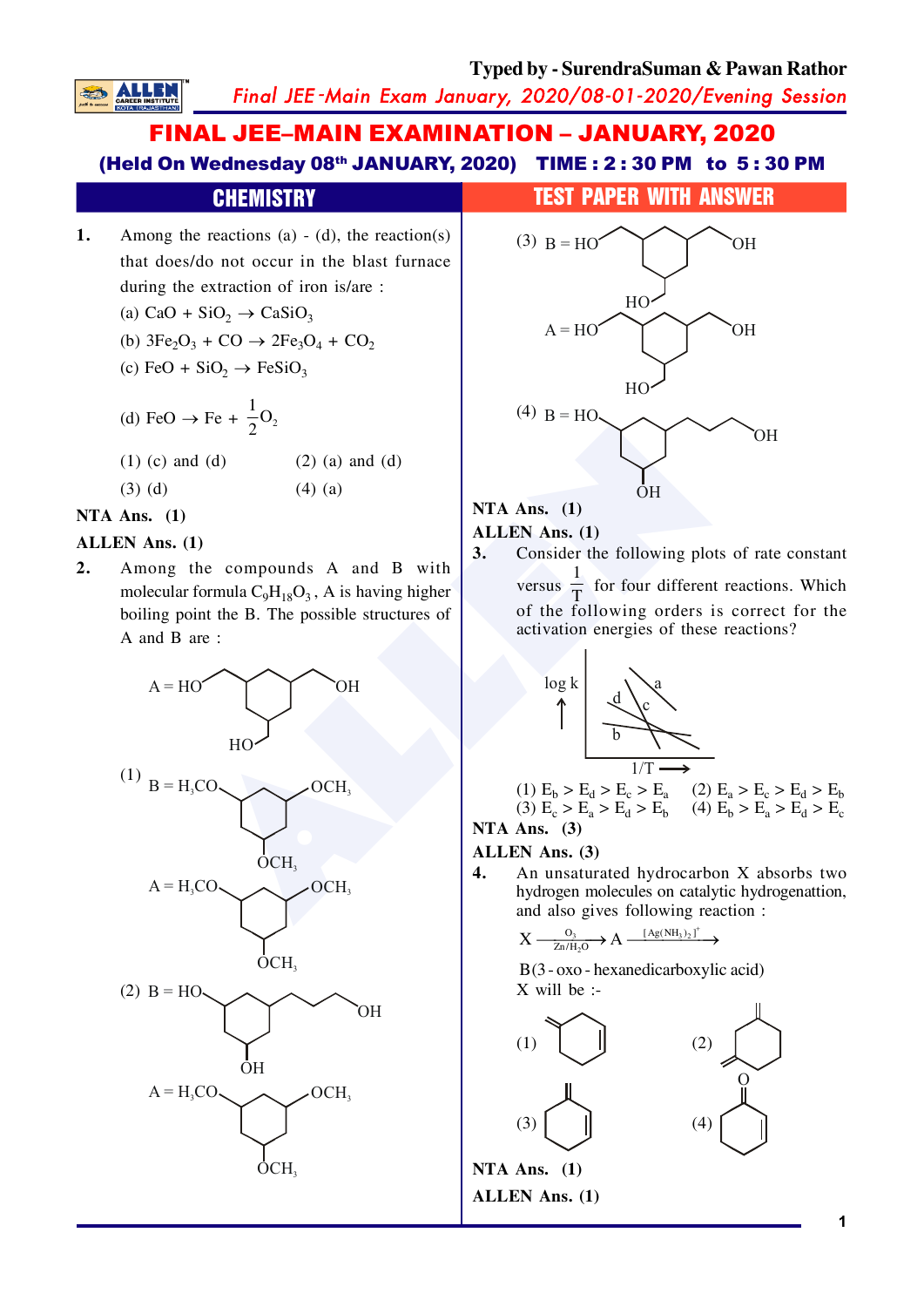# FINAL JEE–MAIN EXAMINATION – JANUARY, 2020

**(Held On Wednesday 08th JANUARY, 2020) TIME : 2 : 30 PM to 5 : 30 PM**

## CHEMISTRY — TEST PAPER WITH ANSWER

**1.** Among the reactions (a) - (d), the reaction(s) that does/do not occur in the blast furnace during the extraction of iron is/are :

(a) $CaO + SiO_2 \rightarrow CaSiO_3$

(b) $3Fe_2O_3 + CO \rightarrow 2Fe_3O_4 + CO_2$

(c) $FeO + SiO_2 \rightarrow FeSiO_3$

(d) $FeO \rightarrow Fe + \frac{1}{2}O_2$

(1) (c) and (d)  (2) (a) and (d)

(3) (d)  (4) (a)

**NTA Ans. (1)**

**ALLEN Ans. (1)**

**2.** Among the compounds A and B with molecular formula $C_9H_{18}O_3$, A is having higher boiling point the B. The possible structures of A and B are :

A = HO, OH, HO (cyclohexane with three $CH_2OH$-type substituents)

(1) B = $H_3CO$, $OCH_3$, $OCH_3$

A = $H_3CO$, $OCH_3$, $OCH_3$

(2) B = HO, OH, OH

A = $H_3CO$, $OCH_3$, $OCH_3$

(3) B = HO, OH, HO

A = HO, OH, HO

(4) B = HO, OH, OH

**NTA Ans. (1)**

**ALLEN Ans. (1)**

**3.** Consider the following plots of rate constant versus $\frac{1}{T}$ for four different reactions. Which of the following orders is correct for the activation energies of these reactions?

log k ↑

a
d
c
b

1/T ⟶

(1) $E_b > E_d > E_c > E_a$  (2) $E_a > E_c > E_d > E_b$

(3) $E_c > E_a > E_d > E_b$  (4) $E_b > E_a > E_d > E_c$

**NTA Ans. (3)**

**ALLEN Ans. (3)**

**4.** An unsaturated hydrocarbon X absorbs two hydrogen molecules on catalytic hydrogenattion, and also gives following reaction :

$$X \xrightarrow[Zn/H_2O]{O_3} A \xrightarrow{[Ag(NH_3)_2]^+} B\text{(3-oxo-hexanedicarboxylic acid)}$$

X will be :-

(1) (2) (3) (4) (O)

**NTA Ans. (1)**

**ALLEN Ans. (1)**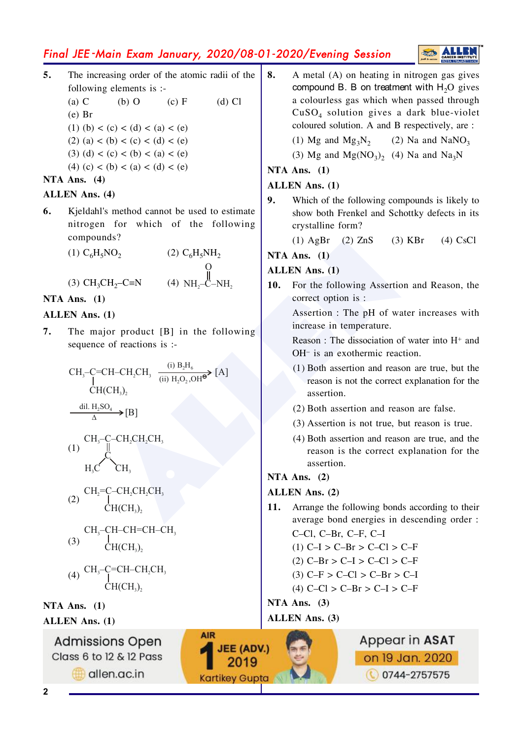5. The increasing order of the atomic radii of the following elements is :-

   (a) C (b) O (c) F (d) Cl
   (e) Br

   (1) (b) < (c) < (d) < (a) < (e)
   (2) (a) < (b) < (c) < (d) < (e)
   (3) (d) < (c) < (b) < (a) < (e)
   (4) (c) < (b) < (a) < (d) < (e)

**NTA Ans. (4)**

**ALLEN Ans. (4)**

6. Kjeldahl's method cannot be used to estimate nitrogen for which of the following compounds?

   (1) $C_6H_5NO_2$ (2) $C_6H_5NH_2$
   (3) $CH_3CH_2–C≡N$ (4) $NH_2–\overset{\overset{O}{\|}}{C}–NH_2$

**NTA Ans. (1)**

**ALLEN Ans. (1)**

7. The major product [B] in the following sequence of reactions is :-

$$\underset{\underset{CH(CH_3)_2}{|}}{CH_3–C}=CH–CH_2CH_3 \xrightarrow[\text{(ii) } H_2O_2, OH^{\ominus}]{\text{(i) } B_2H_6} [A] \xrightarrow[\Delta]{\text{dil. } H_2SO_4} [B]$$

   (1) $CH_3–\overset{\|}{C}–CH_2CH_2CH_3$ with $=C(CH_3)_2$ (i.e. $CH_3–C(=C(CH_3)_2)–CH_2CH_2CH_3$)

   (2) $CH_2=\underset{\underset{CH(CH_3)_2}{|}}{C}–CH_2CH_2CH_3$

   (3) $CH_3–\underset{\underset{CH(CH_3)_2}{|}}{CH}–CH=CH–CH_3$

   (4) $CH_3–\underset{\underset{CH(CH_3)_2}{|}}{C}=CH–CH_2CH_3$

**NTA Ans. (1)**

**ALLEN Ans. (1)**

8. A metal (A) on heating in nitrogen gas gives compound B. B on treatment with $H_2O$ gives a colourless gas which when passed through $CuSO_4$ solution gives a dark blue-violet coloured solution. A and B respectively, are :

   (1) Mg and $Mg_3N_2$ (2) Na and $NaNO_3$
   (3) Mg and $Mg(NO_3)_2$ (4) Na and $Na_3N$

**NTA Ans. (1)**

**ALLEN Ans. (1)**

9. Which of the following compounds is likely to show both Frenkel and Schottky defects in its crystalline form?

   (1) AgBr (2) ZnS (3) KBr (4) CsCl

**NTA Ans. (1)**

**ALLEN Ans. (1)**

10. For the following Assertion and Reason, the correct option is :

   Assertion : The pH of water increases with increase in temperature.

   Reason : The dissociation of water into $H^+$ and $OH^-$ is an exothermic reaction.

   (1) Both assertion and reason are true, but the reason is not the correct explanation for the assertion.
   (2) Both assertion and reason are false.
   (3) Assertion is not true, but reason is true.
   (4) Both assertion and reason are true, and the reason is the correct explanation for the assertion.

**NTA Ans. (2)**

**ALLEN Ans. (2)**

11. Arrange the following bonds according to their average bond energies in descending order :

   C–Cl, C–Br, C–F, C–I

   (1) C–I > C–Br > C–Cl > C–F
   (2) C–Br > C–I > C–Cl > C–F
   (3) C–F > C–Cl > C–Br > C–I
   (4) C–Cl > C–Br > C–I > C–F

**NTA Ans. (3)**

**ALLEN Ans. (3)**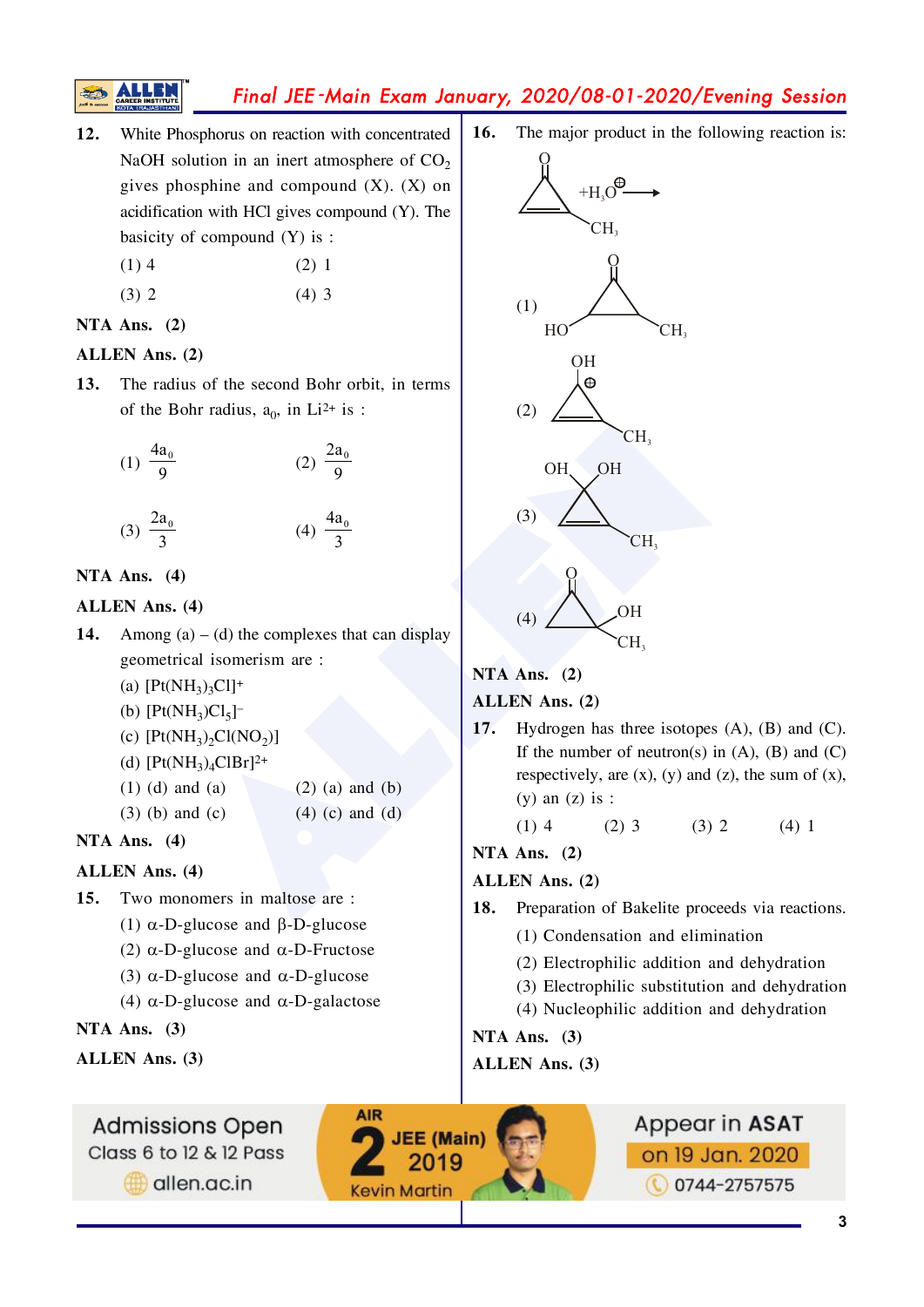**12.** White Phosphorus on reaction with concentrated NaOH solution in an inert atmosphere of $CO_2$ gives phosphine and compound (X). (X) on acidification with HCl gives compound (Y). The basicity of compound (Y) is :

(1) 4 (2) 1

(3) 2 (4) 3

**NTA Ans. (2)**

**ALLEN Ans. (2)**

**13.** The radius of the second Bohr orbit, in terms of the Bohr radius, $a_0$, in $Li^{2+}$ is :

(1) $\frac{4a_0}{9}$ (2) $\frac{2a_0}{9}$

(3) $\frac{2a_0}{3}$ (4) $\frac{4a_0}{3}$

**NTA Ans. (4)**

**ALLEN Ans. (4)**

**14.** Among (a) – (d) the complexes that can display geometrical isomerism are :

(a) $[Pt(NH_3)_3Cl]^+$

(b) $[Pt(NH_3)Cl_5]^-$

(c) $[Pt(NH_3)_2Cl(NO_2)]$

(d) $[Pt(NH_3)_4ClBr]^{2+}$

(1) (d) and (a) (2) (a) and (b)

(3) (b) and (c) (4) (c) and (d)

**NTA Ans. (4)**

**ALLEN Ans. (4)**

**15.** Two monomers in maltose are :

(1) α-D-glucose and β-D-glucose

(2) α-D-glucose and α-D-Fructose

(3) α-D-glucose and α-D-glucose

(4) α-D-glucose and α-D-galactose

**NTA Ans. (3)**

**ALLEN Ans. (3)**

**16.** The major product in the following reaction is:

(Cyclopropenone with $CH_3$ substituent) $+ H_3O^{\oplus} \longrightarrow$

(1) Cyclopropanone bearing HO and $CH_3$ on the ring carbons

(2) Cyclopropenyl cation bearing OH and $CH_3$ ($\oplus$ on ring)

(3) Cyclopropene bearing two OH groups on one carbon and $CH_3$

(4) Cyclopropanone bearing OH and $CH_3$ on the same carbon

**NTA Ans. (2)**

**ALLEN Ans. (2)**

**17.** Hydrogen has three isotopes (A), (B) and (C). If the number of neutron(s) in (A), (B) and (C) respectively, are (x), (y) and (z), the sum of (x), (y) an (z) is :

(1) 4 (2) 3 (3) 2 (4) 1

**NTA Ans. (2)**

**ALLEN Ans. (2)**

**18.** Preparation of Bakelite proceeds via reactions.

(1) Condensation and elimination

(2) Electrophilic addition and dehydration

(3) Electrophilic substitution and dehydration

(4) Nucleophilic addition and dehydration

**NTA Ans. (3)**

**ALLEN Ans. (3)**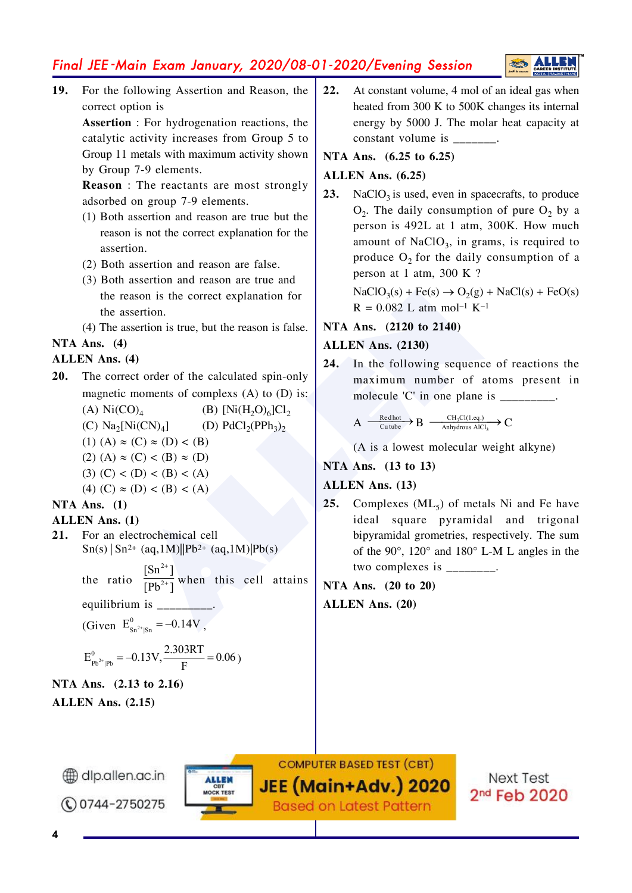**19.** For the following Assertion and Reason, the correct option is

**Assertion** : For hydrogenation reactions, the catalytic activity increases from Group 5 to Group 11 metals with maximum activity shown by Group 7-9 elements.

**Reason** : The reactants are most strongly adsorbed on group 7-9 elements.

(1) Both assertion and reason are true but the reason is not the correct explanation for the assertion.

(2) Both assertion and reason are false.

(3) Both assertion and reason are true and the reason is the correct explanation for the assertion.

(4) The assertion is true, but the reason is false.

**NTA Ans. (4)**

**ALLEN Ans. (4)**

**20.** The correct order of the calculated spin-only magnetic moments of complexes (A) to (D) is:

(A) $Ni(CO)_4$ (B) $[Ni(H_2O)_6]Cl_2$

(C) $Na_2[Ni(CN)_4]$ (D) $PdCl_2(PPh_3)_2$

(1) (A) ≈ (C) ≈ (D) < (B)

(2) (A) ≈ (C) < (B) ≈ (D)

(3) (C) < (D) < (B) < (A)

(4) (C) ≈ (D) < (B) < (A)

**NTA Ans. (1)**

**ALLEN Ans. (1)**

**21.** For an electrochemical cell

$Sn(s)\,|\,Sn^{2+}\,(aq, 1M)\,||\,Pb^{2+}\,(aq, 1M)\,|\,Pb(s)$

the ratio $\dfrac{[Sn^{2+}]}{[Pb^{2+}]}$ when this cell attains equilibrium is ________.

(Given $E^0_{Sn^{2+}|Sn} = -0.14V$,

$E^0_{Pb^{2+}|Pb} = -0.13V, \dfrac{2.303RT}{F} = 0.06$ )

**NTA Ans. (2.13 to 2.16)**

**ALLEN Ans. (2.15)**

**22.** At constant volume, 4 mol of an ideal gas when heated from 300 K to 500K changes its internal energy by 5000 J. The molar heat capacity at constant volume is _______.

**NTA Ans. (6.25 to 6.25)**

**ALLEN Ans. (6.25)**

**23.** $NaClO_3$ is used, even in spacecrafts, to produce $O_2$. The daily consumption of pure $O_2$ by a person is 492L at 1 atm, 300K. How much amount of $NaClO_3$, in grams, is required to produce $O_2$ for the daily consumption of a person at 1 atm, 300 K ?

$NaClO_3(s) + Fe(s) \rightarrow O_2(g) + NaCl(s) + FeO(s)$

$R = 0.082$ L atm mol$^{-1}$ K$^{-1}$

**NTA Ans. (2120 to 2140)**

**ALLEN Ans. (2130)**

**24.** In the following sequence of reactions the maximum number of atoms present in molecule 'C' in one plane is _________.

$$A \xrightarrow[\text{Cu tube}]{\text{Red hot}} B \xrightarrow[\text{Anhydrous } AlCl_3]{CH_3Cl (1\text{ eq.})} C$$

(A is a lowest molecular weight alkyne)

**NTA Ans. (13 to 13)**

**ALLEN Ans. (13)**

**25.** Complexes $(ML_5)$ of metals Ni and Fe have ideal square pyramidal and trigonal bipyramidal grometries, respectively. The sum of the 90°, 120° and 180° L-M L angles in the two complexes is ________.

**NTA Ans. (20 to 20)**

**ALLEN Ans. (20)**